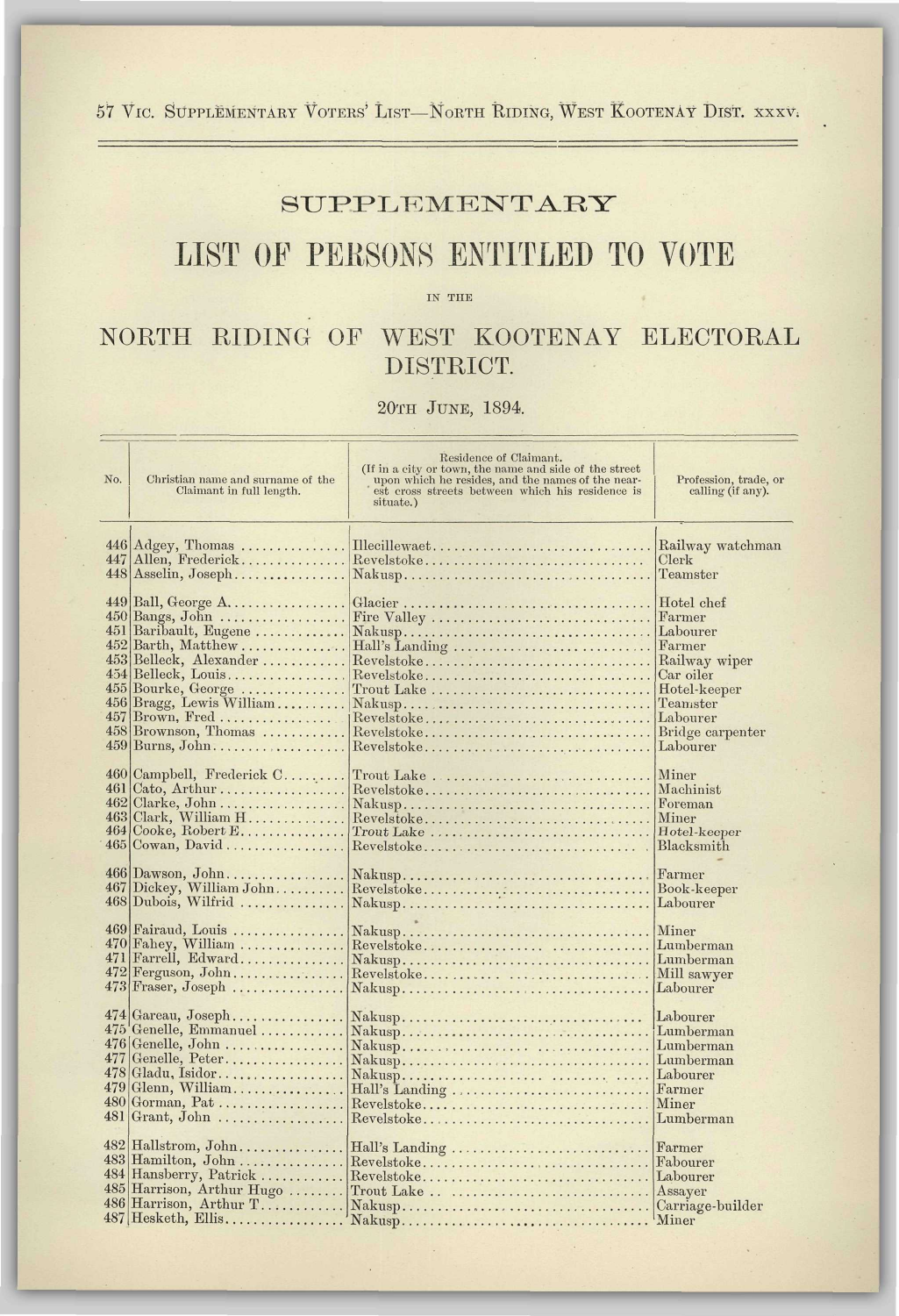# SUPPLEMENTARY

# LIST OF PERSONS ENTITLED TO VOTE

IN THE

## NORTH RIDING OF WEST KOOTENAY ELECTORAL DISTRICT.

20TH JUNE, 1894.

| No. | Christian name and surname of the Claimant in full length. | Residence of Claimant. (If in a city or town, the name and side of the street upon which he resides, and the names of the nearest cross streets between which his residence is situate.) | Profession, trade, or calling (if any). |
|---|---|---|---|
| 446 | Adgey, Thomas | Illecillewaet | Railway watchman |
| 447 | Allen, Frederick | Revelstoke | Clerk |
| 448 | Asselin, Joseph | Nakusp | Teamster |
| 449 | Ball, George A. | Glacier | Hotel chef |
| 450 | Bangs, John | Fire Valley | Farmer |
| 451 | Baribault, Eugene | Nakusp | Labourer |
| 452 | Barth, Matthew | Hall's Landing | Farmer |
| 453 | Belleck, Alexander | Revelstoke | Railway wiper |
| 454 | Belleck, Louis | Revelstoke | Car oiler |
| 455 | Bourke, George | Trout Lake | Hotel-keeper |
| 456 | Bragg, Lewis William | Nakusp | Teamster |
| 457 | Brown, Fred | Revelstoke | Labourer |
| 458 | Brownson, Thomas | Revelstoke | Bridge carpenter |
| 459 | Burns, John | Revelstoke | Labourer |
| 460 | Campbell, Frederick C. | Trout Lake | Miner |
| 461 | Cato, Arthur | Revelstoke | Machinist |
| 462 | Clarke, John | Nakusp | Foreman |
| 463 | Clark, William H. | Revelstoke | Miner |
| 464 | Cooke, Robert E. | Trout Lake | Hotel-keeper |
| 465 | Cowan, David | Revelstoke | Blacksmith |
| 466 | Dawson, John | Nakusp | Farmer |
| 467 | Dickey, William John | Revelstoke | Book-keeper |
| 468 | Dubois, Wilfrid | Nakusp | Labourer |
| 469 | Fairaud, Louis | Nakusp | Miner |
| 470 | Fahey, William | Revelstoke | Lumberman |
| 471 | Farrell, Edward | Nakusp | Lumberman |
| 472 | Ferguson, John | Revelstoke | Mill sawyer |
| 473 | Fraser, Joseph | Nakusp | Labourer |
| 474 | Gareau, Joseph | Nakusp | Labourer |
| 475 | Genelle, Emmanuel | Nakusp | Lumberman |
| 476 | Genelle, John | Nakusp | Lumberman |
| 477 | Genelle, Peter | Nakusp | Lumberman |
| 478 | Gladu, Isidor | Nakusp | Labourer |
| 479 | Glenn, William | Hall's Landing | Farmer |
| 480 | Gorman, Pat | Revelstoke | Miner |
| 481 | Grant, John | Revelstoke | Lumberman |
| 482 | Hallstrom, John | Hall's Landing | Farmer |
| 483 | Hamilton, John | Revelstoke | Fabourer |
| 484 | Hansberry, Patrick | Revelstoke | Labourer |
| 485 | Harrison, Arthur Hugo | Trout Lake | Assayer |
| 486 | Harrison, Arthur T. | Nakusp | Carriage-builder |
| 487 | Hesketh, Ellis | Nakusp | Miner |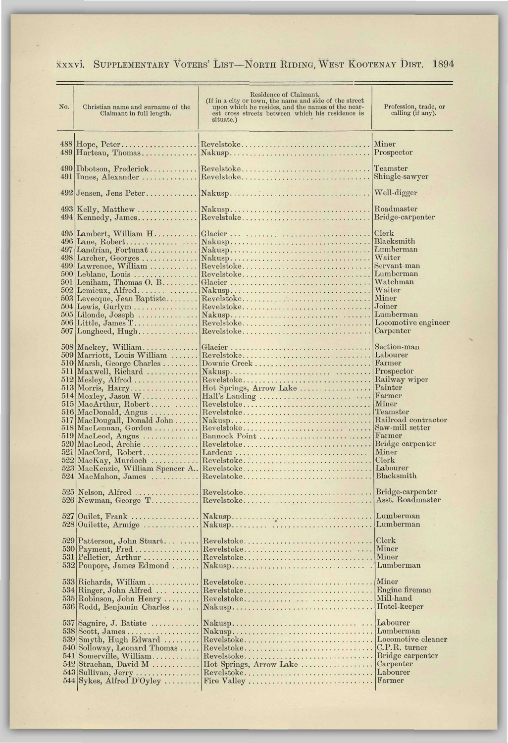# SUPPLEMENTARY VOTERS' LIST—NORTH RIDING, WEST KOOTENAY DIST. 1894

| No. | Christian name and surname of the Claimant in full length. | Residence of Claimant. (If in a city or town, the name and side of the street upon which he resides, and the names of the nearest cross streets between which his residence is situate.) | Profession, trade, or calling (if any). |
|---|---|---|---|
| 488 | Hope, Peter | Revelstoke | Miner |
| 489 | Hurteau, Thomas | Nakusp | Prospector |
| 490 | Ibbotson, Frederick | Revelstoke | Teamster |
| 491 | Innes, Alexander | Revelstoke | Shingle-sawyer |
| 492 | Jensen, Jens Peter | Nakusp | Well-digger |
| 493 | Kelly, Matthew | Nakusp | Roadmaster |
| 494 | Kennedy, James | Revelstoke | Bridge-carpenter |
| 495 | Lambert, William H | Glacier | Clerk |
| 496 | Lane, Robert | Nakusp | Blacksmith |
| 497 | Landrian, Fortunat | Nakusp | Lumberman |
| 498 | Larcher, Georges | Nakusp | Waiter |
| 499 | Lawrence, William | Revelstoke | Servant-man |
| 500 | Leblanc, Louis | Revelstoke | Lumberman |
| 501 | Leniham, Thomas O. B | Glacier | Watchman |
| 502 | Lemieux, Alfred | Nakusp | Waiter |
| 503 | Levecque, Jean Baptiste | Revelstoke | Miner |
| 504 | Lewis, Gurlym | Revelstoke | Joiner |
| 505 | Lilonde, Joseph | Nakusp | Lumberman |
| 506 | Little, James T | Revelstoke | Locomotive engineer |
| 507 | Longheed, Hugh | Revelstoke | Carpenter |
| 508 | Mackey, William | Glacier | Section-man |
| 509 | Marriott, Louis William | Revelstoke | Labourer |
| 510 | Marsh, George Charles | Downie Creek | Farmer |
| 511 | Maxwell, Richard | Nakusp | Prospector |
| 512 | Mesley, Alfred | Revelstoke | Railway wiper |
| 513 | Morris, Harry | Hot Springs, Arrow Lake | Painter |
| 514 | Moxley, Jason W | Hall's Landing | Farmer |
| 515 | MacArthur, Robert | Revelstoke | Miner |
| 516 | MacDonald, Angus | Revelstoke | Teamster |
| 517 | MacDougall, Donald John | Nakusp | Railroad contractor |
| 518 | MacLennan, Gordon | Revelstoke | Saw-mill setter |
| 519 | MacLeod, Angus | Bannock Point | Farmer |
| 520 | MacLeod, Archie | Revelstoke | Bridge carpenter |
| 521 | MacCord, Robert | Lardeau | Miner |
| 522 | MacKay, Murdoch | Revelstoke | Clerk |
| 523 | MacKenzie, William Spencer A. | Revelstoke | Labourer |
| 524 | MacMahon, James | Revelstoke | Blacksmith |
| 525 | Nelson, Alfred | Revelstoke | Bridge-carpenter |
| 526 | Newman, George T | Revelstoke | Asst. Roadmaster |
| 527 | Ouilet, Frank | Nakusp | Lumberman |
| 528 | Ouilette, Armige | Nakusp | Lumberman |
| 529 | Patterson, John Stuart | Revelstoke | Clerk |
| 530 | Payment, Fred | Revelstoke | Miner |
| 531 | Pelletier, Arthur | Revelstoke | Miner |
| 532 | Ponpore, James Edmond | Nakusp | Lumberman |
| 533 | Richards, William | Revelstoke | Miner |
| 534 | Ringer, John Alfred | Revelstoke | Engine fireman |
| 535 | Robinson, John Henry | Revelstoke | Mill-hand |
| 536 | Rodd, Benjamin Charles | Nakusp | Hotel-keeper |
| 537 | Sagnire, J. Batiste | Nakusp | Labourer |
| 538 | Scott, James | Nakusp | Lumberman |
| 539 | Smyth, Hugh Edward | Revelstoke | Locomotive cleaner |
| 540 | Solloway, Leonard Thomas | Revelstoke | C.P.R. turner |
| 541 | Somerville, William | Revelstoke | Bridge carpenter |
| 542 | Strachan, David M | Hot Springs, Arrow Lake | Carpenter |
| 543 | Sullivan, Jerry | Revelstoke | Labourer |
| 544 | Sykes, Alfred D'Oyley | Fire Valley | Farmer |